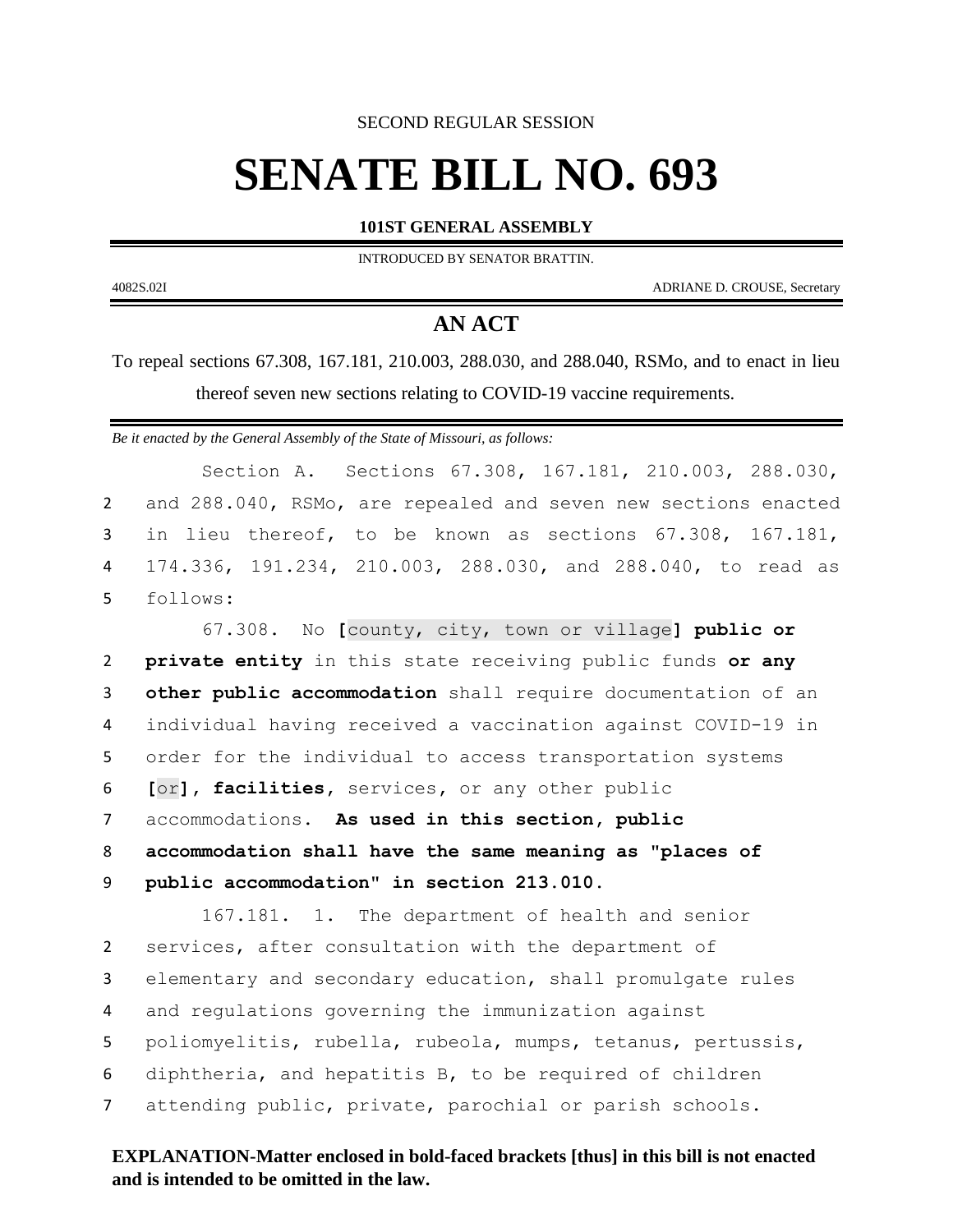SECOND REGULAR SESSION

# SENATE BILL NO. 693

**101ST GENERAL ASSEMBLY**

INTRODUCED BY SENATOR BRATTIN.

4082S.02I ADRIANE D. CROUSE, Secretary

## AN ACT

To repeal sections 67.308, 167.181, 210.003, 288.030, and 288.040, RSMo, and to enact in lieu thereof seven new sections relating to COVID-19 vaccine requirements.

*Be it enacted by the General Assembly of the State of Missouri, as follows:*

Section A. Sections 67.308, 167.181, 210.003, 288.030, and 288.040, RSMo, are repealed and seven new sections enacted in lieu thereof, to be known as sections 67.308, 167.181, 174.336, 191.234, 210.003, 288.030, and 288.040, to read as follows:

67.308. No **[**county, city, town or village**]** **public or private entity** in this state receiving public funds **or any other public accommodation** shall require documentation of an individual having received a vaccination against COVID-19 in order for the individual to access transportation systems **[**or**]**, **facilities**, services, or any other public accommodations. **As used in this section, public accommodation shall have the same meaning as "places of public accommodation" in section 213.010.**

167.181. 1. The department of health and senior services, after consultation with the department of elementary and secondary education, shall promulgate rules and regulations governing the immunization against poliomyelitis, rubella, rubeola, mumps, tetanus, pertussis, diphtheria, and hepatitis B, to be required of children attending public, private, parochial or parish schools.

**EXPLANATION-Matter enclosed in bold-faced brackets [thus] in this bill is not enacted and is intended to be omitted in the law.**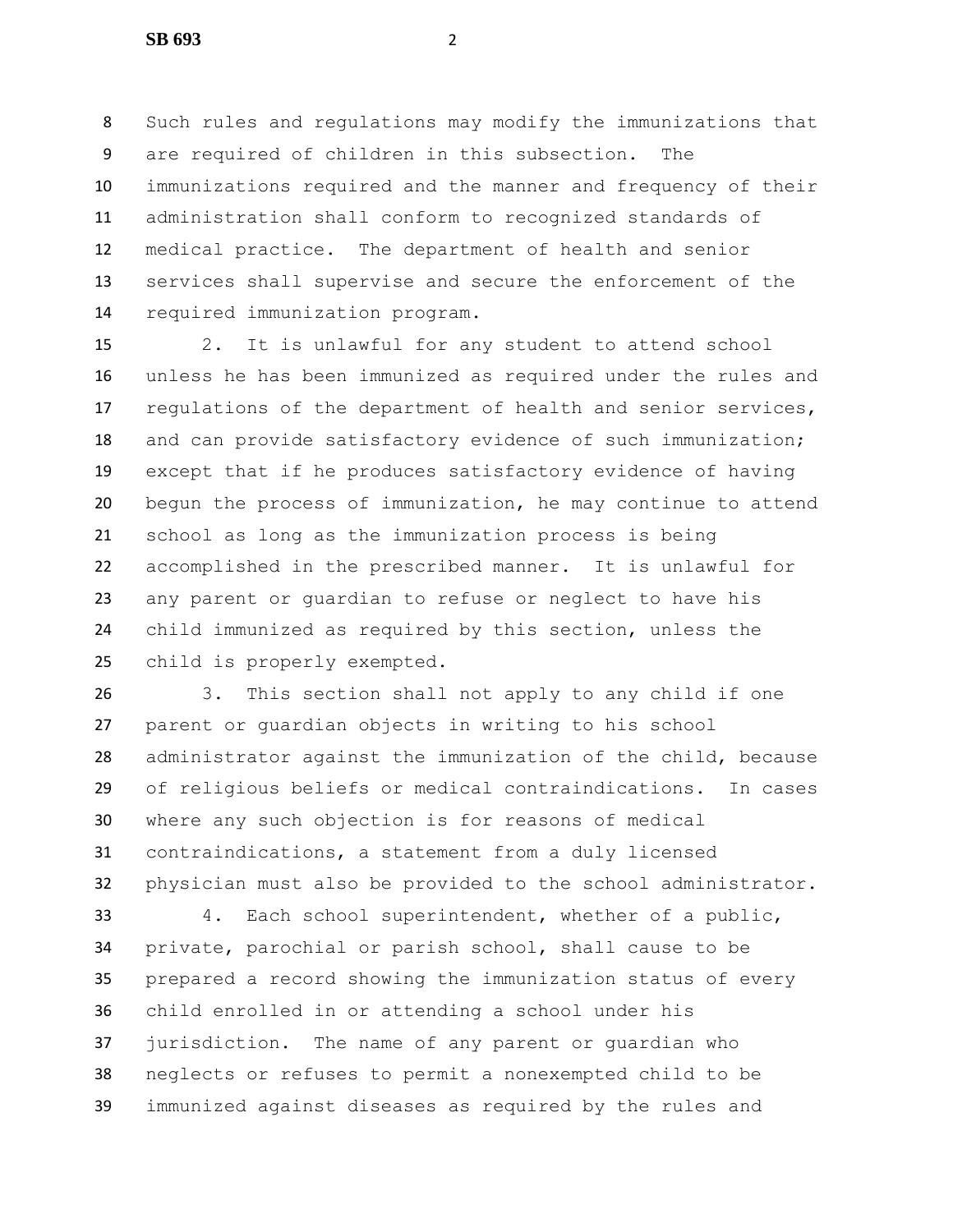Such rules and regulations may modify the immunizations that are required of children in this subsection. The immunizations required and the manner and frequency of their administration shall conform to recognized standards of medical practice. The department of health and senior services shall supervise and secure the enforcement of the required immunization program.

2. It is unlawful for any student to attend school unless he has been immunized as required under the rules and regulations of the department of health and senior services, and can provide satisfactory evidence of such immunization; except that if he produces satisfactory evidence of having begun the process of immunization, he may continue to attend school as long as the immunization process is being accomplished in the prescribed manner. It is unlawful for any parent or guardian to refuse or neglect to have his child immunized as required by this section, unless the child is properly exempted.

3. This section shall not apply to any child if one parent or guardian objects in writing to his school administrator against the immunization of the child, because of religious beliefs or medical contraindications. In cases where any such objection is for reasons of medical contraindications, a statement from a duly licensed physician must also be provided to the school administrator.

4. Each school superintendent, whether of a public, private, parochial or parish school, shall cause to be prepared a record showing the immunization status of every child enrolled in or attending a school under his jurisdiction. The name of any parent or guardian who neglects or refuses to permit a nonexempted child to be immunized against diseases as required by the rules and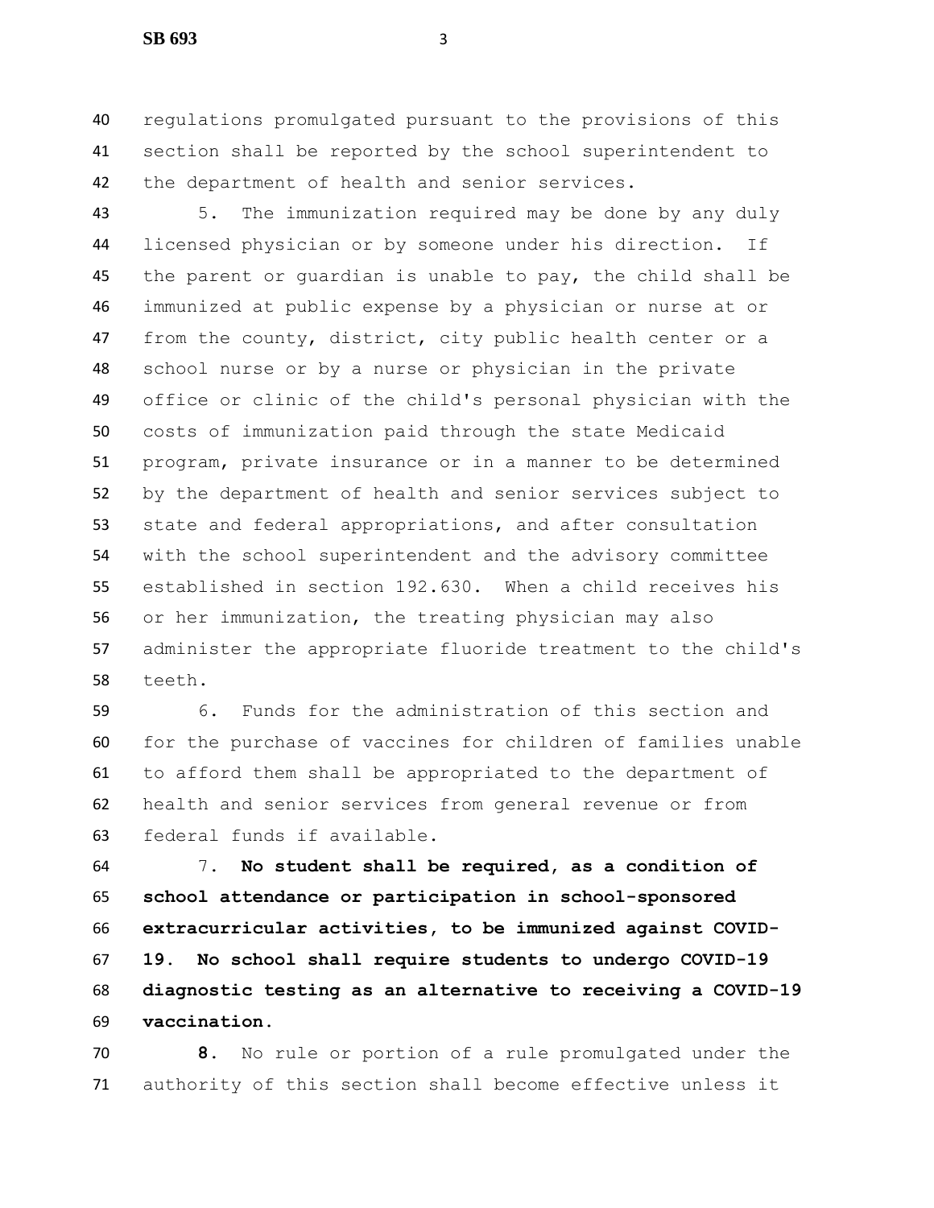regulations promulgated pursuant to the provisions of this section shall be reported by the school superintendent to the department of health and senior services.

5. The immunization required may be done by any duly licensed physician or by someone under his direction. If the parent or guardian is unable to pay, the child shall be immunized at public expense by a physician or nurse at or from the county, district, city public health center or a school nurse or by a nurse or physician in the private office or clinic of the child's personal physician with the costs of immunization paid through the state Medicaid program, private insurance or in a manner to be determined by the department of health and senior services subject to state and federal appropriations, and after consultation with the school superintendent and the advisory committee established in section 192.630. When a child receives his or her immunization, the treating physician may also administer the appropriate fluoride treatment to the child's teeth.

6. Funds for the administration of this section and for the purchase of vaccines for children of families unable to afford them shall be appropriated to the department of health and senior services from general revenue or from federal funds if available.

7. **No student shall be required, as a condition of school attendance or participation in school-sponsored extracurricular activities, to be immunized against COVID-19. No school shall require students to undergo COVID-19 diagnostic testing as an alternative to receiving a COVID-19 vaccination.**

**8.** No rule or portion of a rule promulgated under the authority of this section shall become effective unless it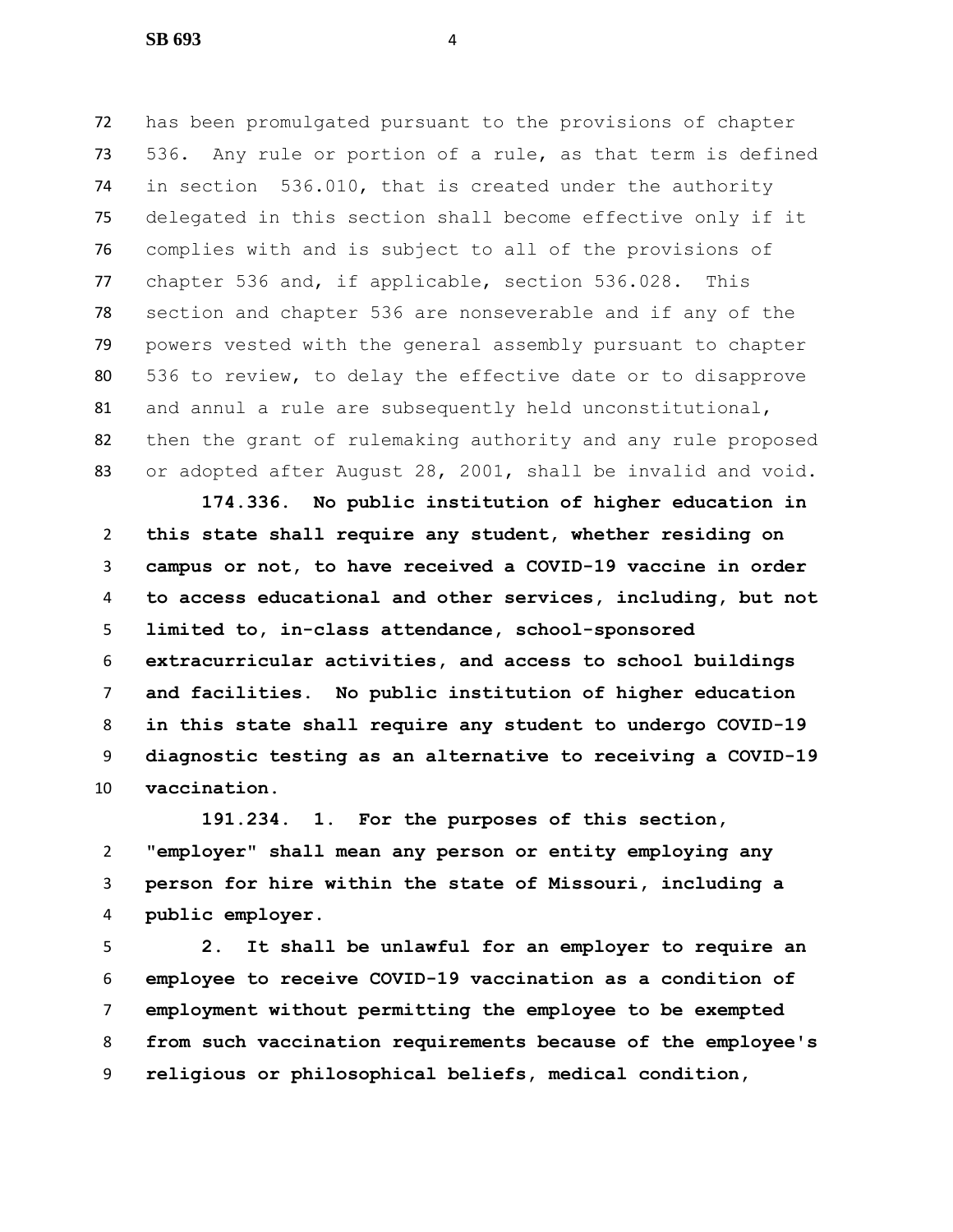has been promulgated pursuant to the provisions of chapter 536. Any rule or portion of a rule, as that term is defined in section 536.010, that is created under the authority delegated in this section shall become effective only if it complies with and is subject to all of the provisions of chapter 536 and, if applicable, section 536.028. This section and chapter 536 are nonseverable and if any of the powers vested with the general assembly pursuant to chapter 536 to review, to delay the effective date or to disapprove and annul a rule are subsequently held unconstitutional, then the grant of rulemaking authority and any rule proposed or adopted after August 28, 2001, shall be invalid and void.

**174.336. No public institution of higher education in this state shall require any student, whether residing on campus or not, to have received a COVID-19 vaccine in order to access educational and other services, including, but not limited to, in-class attendance, school-sponsored extracurricular activities, and access to school buildings and facilities. No public institution of higher education in this state shall require any student to undergo COVID-19 diagnostic testing as an alternative to receiving a COVID-19 vaccination.**

**191.234. 1. For the purposes of this section, "employer" shall mean any person or entity employing any person for hire within the state of Missouri, including a public employer.**

**2. It shall be unlawful for an employer to require an employee to receive COVID-19 vaccination as a condition of employment without permitting the employee to be exempted from such vaccination requirements because of the employee's religious or philosophical beliefs, medical condition,**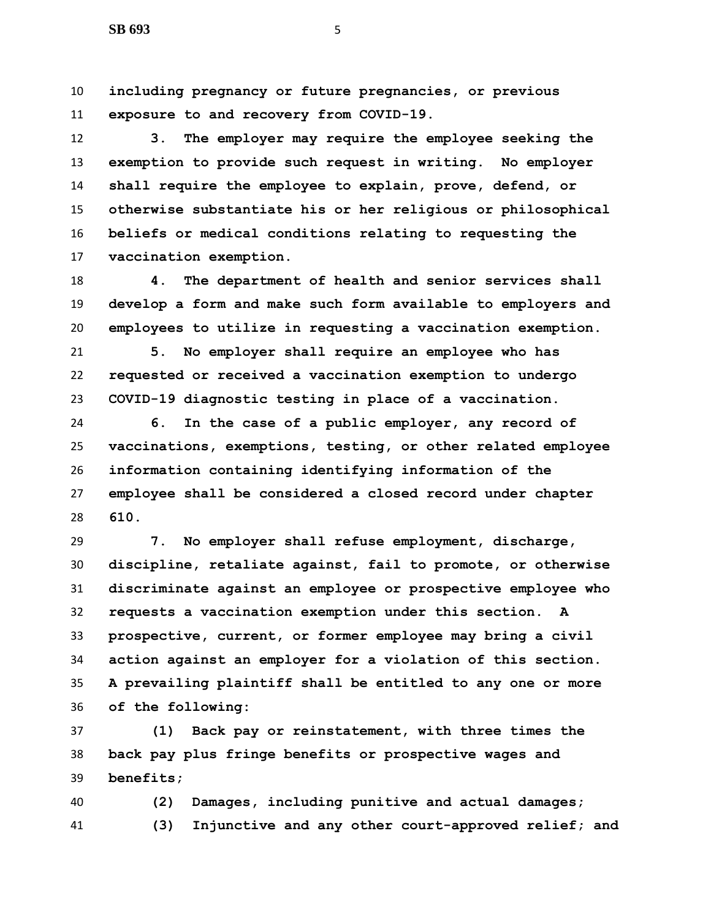**including pregnancy or future pregnancies, or previous exposure to and recovery from COVID-19.**

**3. The employer may require the employee seeking the exemption to provide such request in writing. No employer shall require the employee to explain, prove, defend, or otherwise substantiate his or her religious or philosophical beliefs or medical conditions relating to requesting the vaccination exemption.**

**4. The department of health and senior services shall develop a form and make such form available to employers and employees to utilize in requesting a vaccination exemption.**

**5. No employer shall require an employee who has requested or received a vaccination exemption to undergo COVID-19 diagnostic testing in place of a vaccination.**

**6. In the case of a public employer, any record of vaccinations, exemptions, testing, or other related employee information containing identifying information of the employee shall be considered a closed record under chapter 610.**

**7. No employer shall refuse employment, discharge, discipline, retaliate against, fail to promote, or otherwise discriminate against an employee or prospective employee who requests a vaccination exemption under this section. A prospective, current, or former employee may bring a civil action against an employer for a violation of this section. A prospective plaintiff shall be entitled to any one or more of the following:**

**(1) Back pay or reinstatement, with three times the back pay plus fringe benefits or prospective wages and benefits;**

**(2) Damages, including punitive and actual damages;**

**(3) Injunctive and any other court-approved relief; and**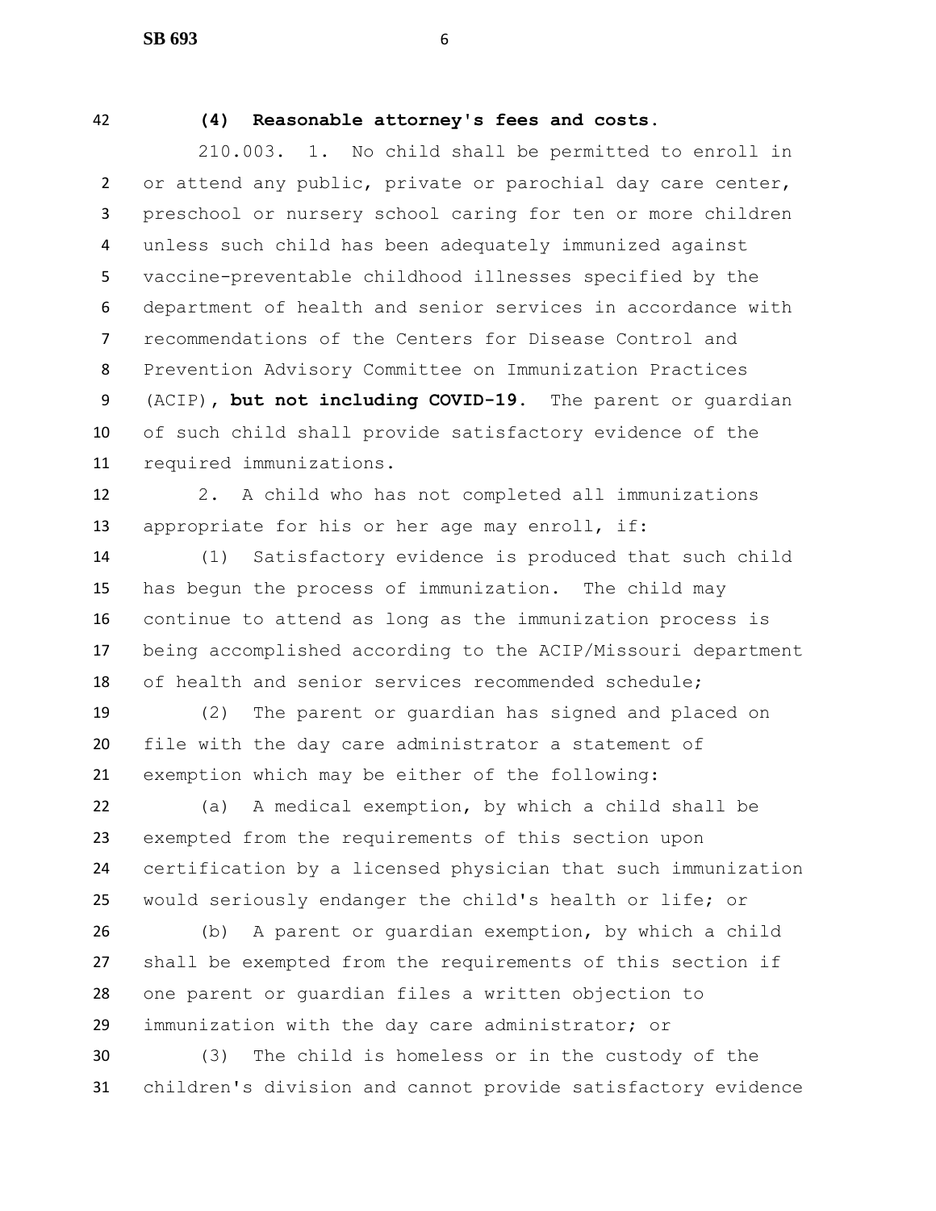**(4) Reasonable attorney's fees and costs.**

210.003. 1. No child shall be permitted to enroll in or attend any public, private or parochial day care center, preschool or nursery school caring for ten or more children unless such child has been adequately immunized against vaccine-preventable childhood illnesses specified by the department of health and senior services in accordance with recommendations of the Centers for Disease Control and Prevention Advisory Committee on Immunization Practices (ACIP)**, but not including COVID-19**. The parent or guardian of such child shall provide satisfactory evidence of the required immunizations.

2. A child who has not completed all immunizations appropriate for his or her age may enroll, if:

(1) Satisfactory evidence is produced that such child has begun the process of immunization. The child may continue to attend as long as the immunization process is being accomplished according to the ACIP/Missouri department of health and senior services recommended schedule;

(2) The parent or guardian has signed and placed on file with the day care administrator a statement of exemption which may be either of the following:

(a) A medical exemption, by which a child shall be exempted from the requirements of this section upon certification by a licensed physician that such immunization would seriously endanger the child's health or life; or

(b) A parent or guardian exemption, by which a child shall be exempted from the requirements of this section if one parent or guardian files a written objection to immunization with the day care administrator; or

(3) The child is homeless or in the custody of the children's division and cannot provide satisfactory evidence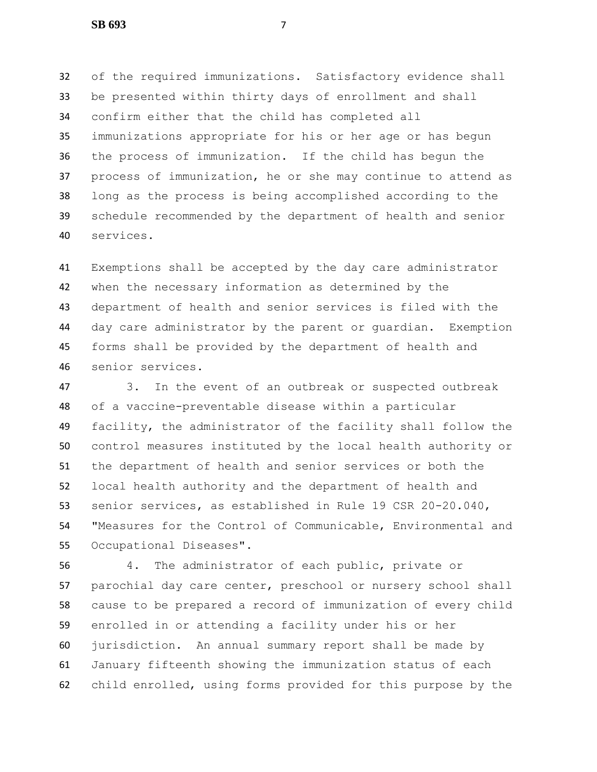of the required immunizations. Satisfactory evidence shall be presented within thirty days of enrollment and shall confirm either that the child has completed all immunizations appropriate for his or her age or has begun the process of immunization. If the child has begun the process of immunization, he or she may continue to attend as long as the process is being accomplished according to the schedule recommended by the department of health and senior services.

Exemptions shall be accepted by the day care administrator when the necessary information as determined by the department of health and senior services is filed with the day care administrator by the parent or guardian. Exemption forms shall be provided by the department of health and senior services.

3. In the event of an outbreak or suspected outbreak of a vaccine-preventable disease within a particular facility, the administrator of the facility shall follow the control measures instituted by the local health authority or the department of health and senior services or both the local health authority and the department of health and senior services, as established in Rule 19 CSR 20-20.040, "Measures for the Control of Communicable, Environmental and Occupational Diseases".

4. The administrator of each public, private or parochial day care center, preschool or nursery school shall cause to be prepared a record of immunization of every child enrolled in or attending a facility under his or her jurisdiction. An annual summary report shall be made by January fifteenth showing the immunization status of each child enrolled, using forms provided for this purpose by the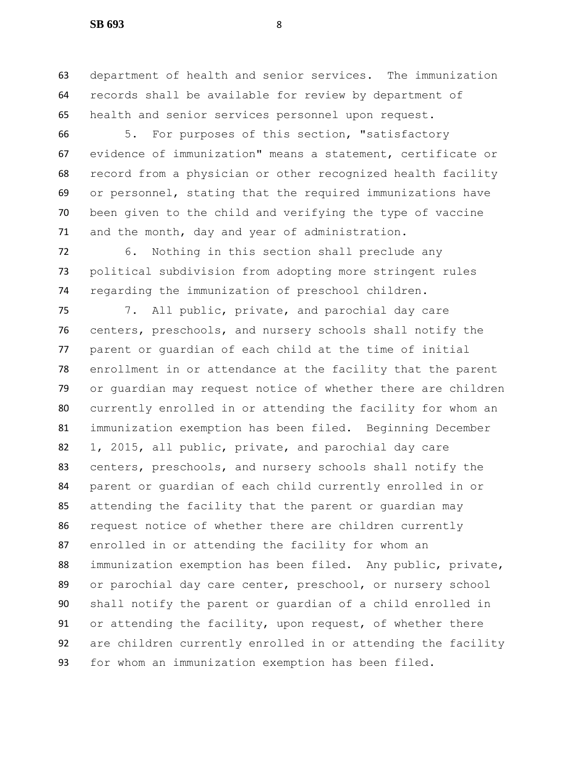department of health and senior services. The immunization records shall be available for review by department of health and senior services personnel upon request.

5. For purposes of this section, "satisfactory evidence of immunization" means a statement, certificate or record from a physician or other recognized health facility or personnel, stating that the required immunizations have been given to the child and verifying the type of vaccine and the month, day and year of administration.

6. Nothing in this section shall preclude any political subdivision from adopting more stringent rules regarding the immunization of preschool children.

7. All public, private, and parochial day care centers, preschools, and nursery schools shall notify the parent or guardian of each child at the time of initial enrollment in or attendance at the facility that the parent or guardian may request notice of whether there are children currently enrolled in or attending the facility for whom an immunization exemption has been filed. Beginning December 1, 2015, all public, private, and parochial day care centers, preschools, and nursery schools shall notify the parent or guardian of each child currently enrolled in or attending the facility that the parent or guardian may request notice of whether there are children currently enrolled in or attending the facility for whom an immunization exemption has been filed. Any public, private, or parochial day care center, preschool, or nursery school shall notify the parent or guardian of a child enrolled in or attending the facility, upon request, of whether there are children currently enrolled in or attending the facility for whom an immunization exemption has been filed.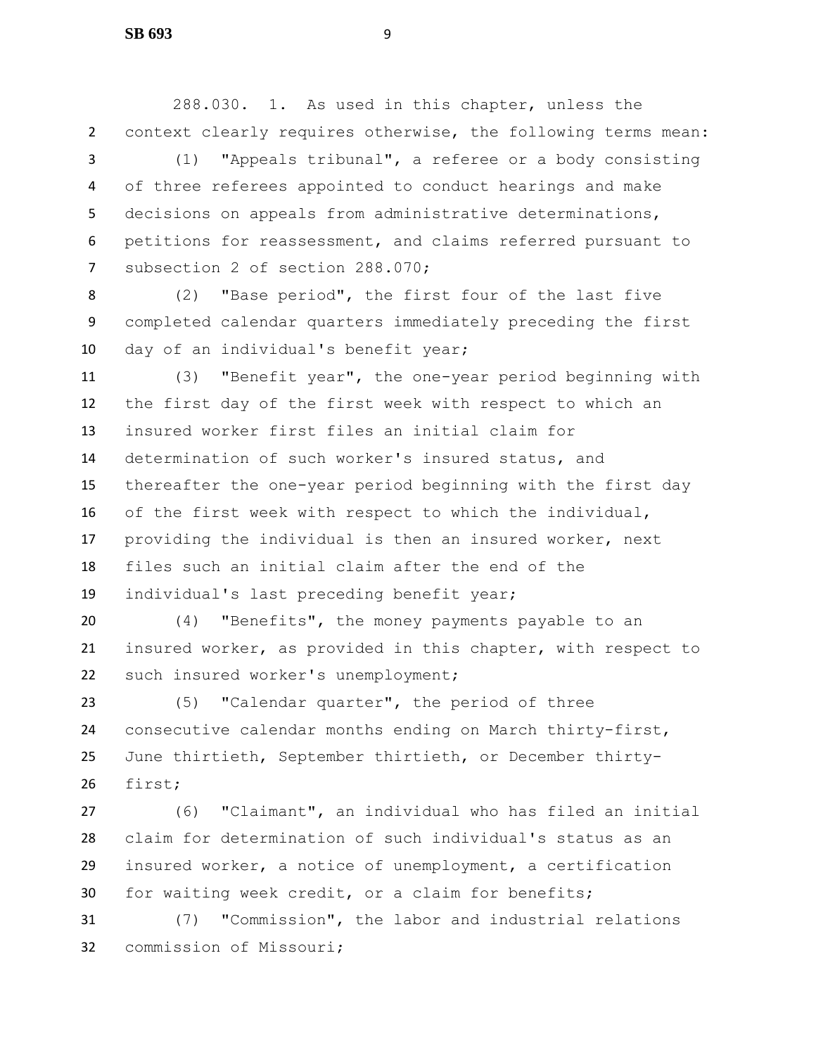288.030. 1. As used in this chapter, unless the context clearly requires otherwise, the following terms mean:

(1) "Appeals tribunal", a referee or a body consisting of three referees appointed to conduct hearings and make decisions on appeals from administrative determinations, petitions for reassessment, and claims referred pursuant to subsection 2 of section 288.070;

(2) "Base period", the first four of the last five completed calendar quarters immediately preceding the first day of an individual's benefit year;

(3) "Benefit year", the one-year period beginning with the first day of the first week with respect to which an insured worker first files an initial claim for determination of such worker's insured status, and thereafter the one-year period beginning with the first day of the first week with respect to which the individual, providing the individual is then an insured worker, next files such an initial claim after the end of the individual's last preceding benefit year;

(4) "Benefits", the money payments payable to an insured worker, as provided in this chapter, with respect to such insured worker's unemployment;

(5) "Calendar quarter", the period of three consecutive calendar months ending on March thirty-first, June thirtieth, September thirtieth, or December thirty-first;

(6) "Claimant", an individual who has filed an initial claim for determination of such individual's status as an insured worker, a notice of unemployment, a certification for waiting week credit, or a claim for benefits;

(7) "Commission", the labor and industrial relations commission of Missouri;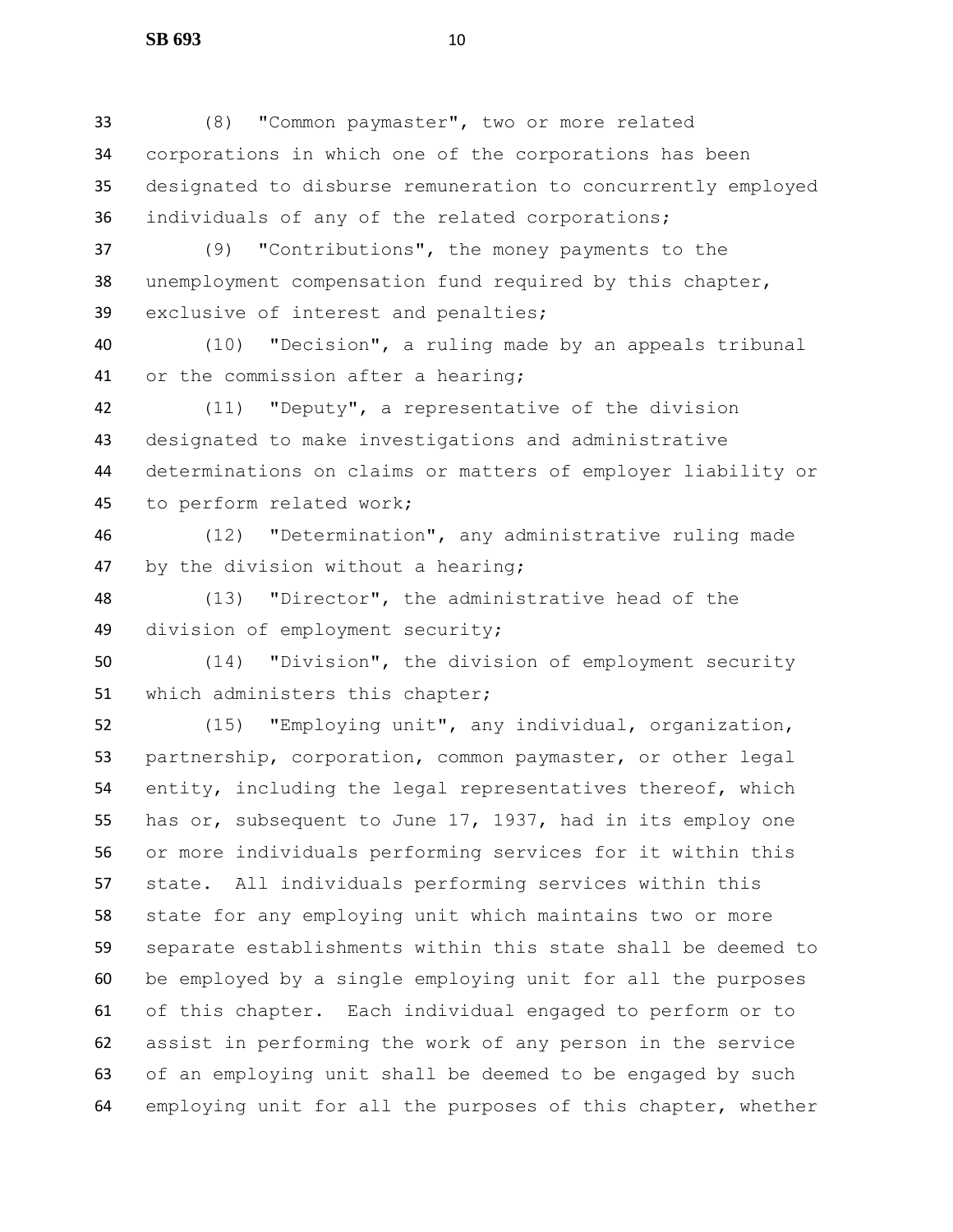(8) "Common paymaster", two or more related corporations in which one of the corporations has been designated to disburse remuneration to concurrently employed individuals of any of the related corporations;

(9) "Contributions", the money payments to the unemployment compensation fund required by this chapter, exclusive of interest and penalties;

(10) "Decision", a ruling made by an appeals tribunal or the commission after a hearing;

(11) "Deputy", a representative of the division designated to make investigations and administrative determinations on claims or matters of employer liability or to perform related work;

(12) "Determination", any administrative ruling made by the division without a hearing;

(13) "Director", the administrative head of the division of employment security;

(14) "Division", the division of employment security which administers this chapter;

(15) "Employing unit", any individual, organization, partnership, corporation, common paymaster, or other legal entity, including the legal representatives thereof, which has or, subsequent to June 17, 1937, had in its employ one or more individuals performing services for it within this state. All individuals performing services within this state for any employing unit which maintains two or more separate establishments within this state shall be deemed to be employed by a single employing unit for all the purposes of this chapter. Each individual engaged to perform or to assist in performing the work of any person in the service of an employing unit shall be deemed to be engaged by such employing unit for all the purposes of this chapter, whether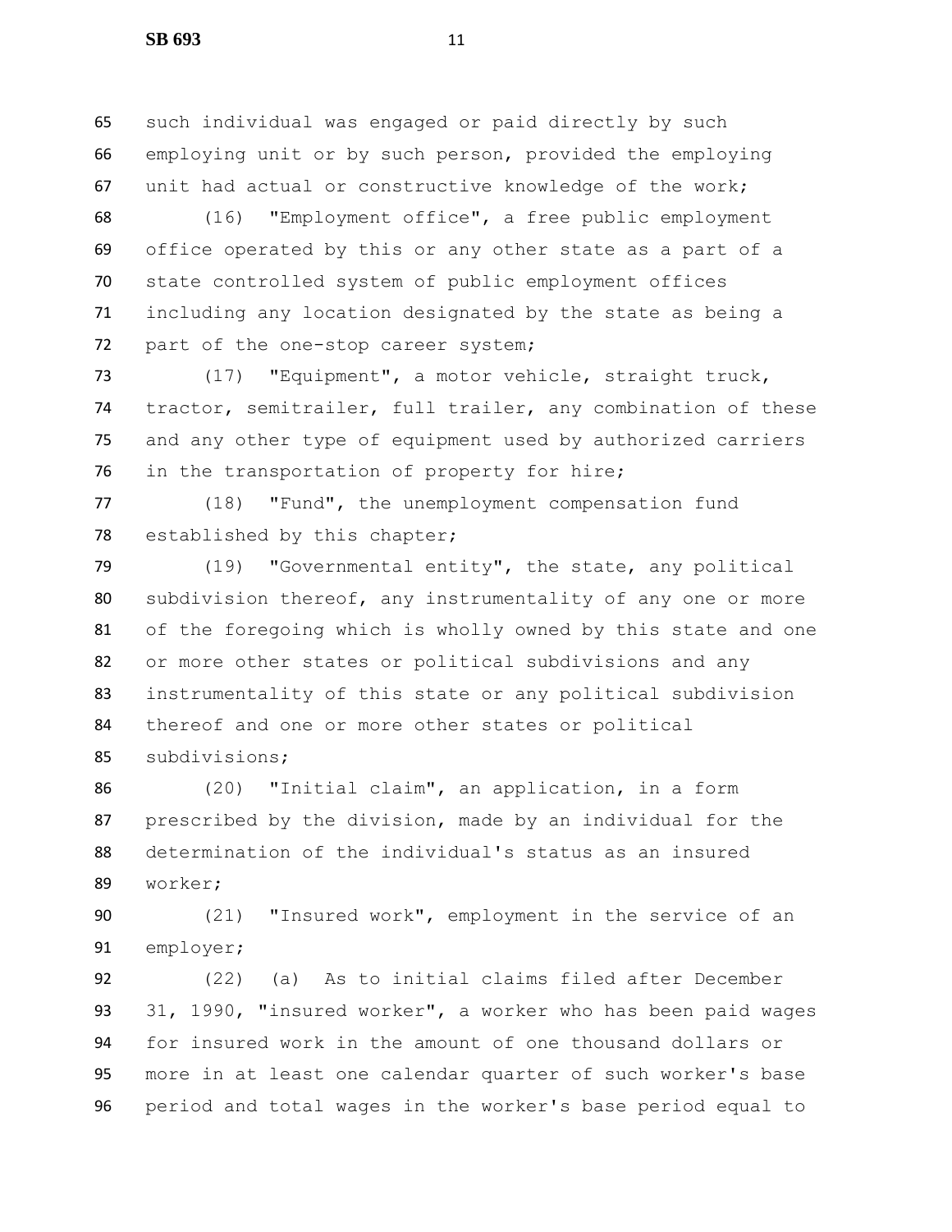such individual was engaged or paid directly by such employing unit or by such person, provided the employing unit had actual or constructive knowledge of the work;

(16) "Employment office", a free public employment office operated by this or any other state as a part of a state controlled system of public employment offices including any location designated by the state as being a part of the one-stop career system;

(17) "Equipment", a motor vehicle, straight truck, tractor, semitrailer, full trailer, any combination of these and any other type of equipment used by authorized carriers in the transportation of property for hire;

(18) "Fund", the unemployment compensation fund established by this chapter;

(19) "Governmental entity", the state, any political subdivision thereof, any instrumentality of any one or more of the foregoing which is wholly owned by this state and one or more other states or political subdivisions and any instrumentality of this state or any political subdivision thereof and one or more other states or political subdivisions;

(20) "Initial claim", an application, in a form prescribed by the division, made by an individual for the determination of the individual's status as an insured worker;

(21) "Insured work", employment in the service of an employer;

(22) (a) As to initial claims filed after December 31, 1990, "insured worker", a worker who has been paid wages for insured work in the amount of one thousand dollars or more in at least one calendar quarter of such worker's base period and total wages in the worker's base period equal to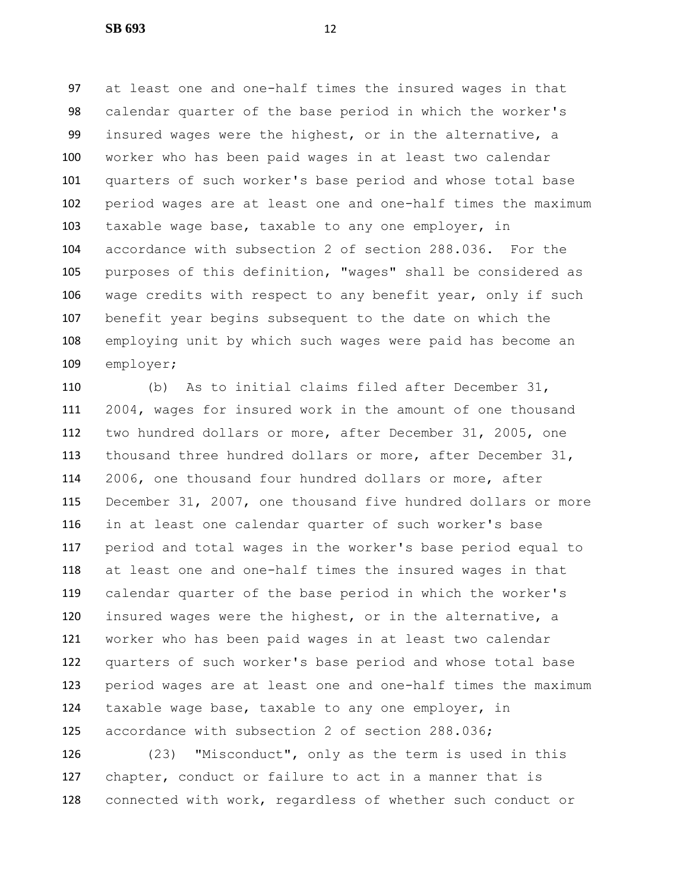at least one and one-half times the insured wages in that calendar quarter of the base period in which the worker's insured wages were the highest, or in the alternative, a worker who has been paid wages in at least two calendar quarters of such worker's base period and whose total base period wages are at least one and one-half times the maximum taxable wage base, taxable to any one employer, in accordance with subsection 2 of section 288.036. For the purposes of this definition, "wages" shall be considered as wage credits with respect to any benefit year, only if such benefit year begins subsequent to the date on which the employing unit by which such wages were paid has become an employer;

(b) As to initial claims filed after December 31, 2004, wages for insured work in the amount of one thousand two hundred dollars or more, after December 31, 2005, one thousand three hundred dollars or more, after December 31, 2006, one thousand four hundred dollars or more, after December 31, 2007, one thousand five hundred dollars or more in at least one calendar quarter of such worker's base period and total wages in the worker's base period equal to at least one and one-half times the insured wages in that calendar quarter of the base period in which the worker's insured wages were the highest, or in the alternative, a worker who has been paid wages in at least two calendar quarters of such worker's base period and whose total base period wages are at least one and one-half times the maximum taxable wage base, taxable to any one employer, in accordance with subsection 2 of section 288.036;

(23) "Misconduct", only as the term is used in this chapter, conduct or failure to act in a manner that is connected with work, regardless of whether such conduct or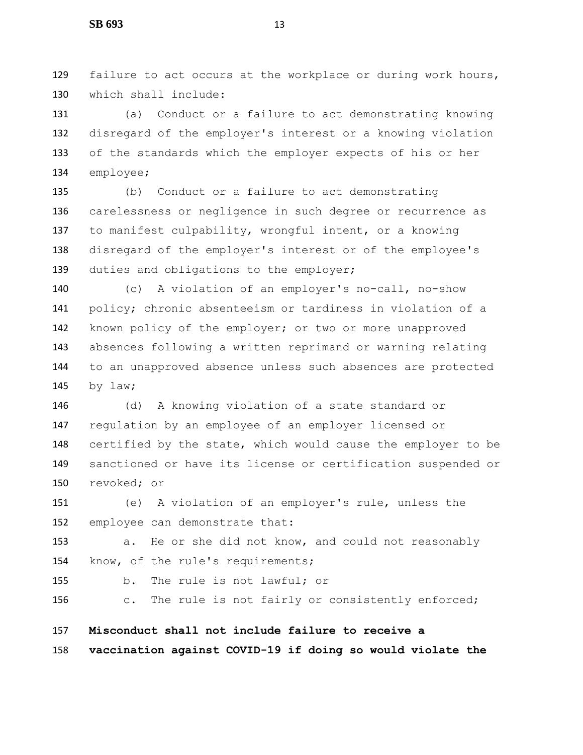failure to act occurs at the workplace or during work hours, which shall include:

(a) Conduct or a failure to act demonstrating knowing disregard of the employer's interest or a knowing violation of the standards which the employer expects of his or her employee;

(b) Conduct or a failure to act demonstrating carelessness or negligence in such degree or recurrence as to manifest culpability, wrongful intent, or a knowing disregard of the employer's interest or of the employee's duties and obligations to the employer;

(c) A violation of an employer's no-call, no-show policy; chronic absenteeism or tardiness in violation of a known policy of the employer; or two or more unapproved absences following a written reprimand or warning relating to an unapproved absence unless such absences are protected by law;

(d) A knowing violation of a state standard or regulation by an employee of an employer licensed or certified by the state, which would cause the employer to be sanctioned or have its license or certification suspended or revoked; or

(e) A violation of an employer's rule, unless the employee can demonstrate that:

a. He or she did not know, and could not reasonably know, of the rule's requirements;

b. The rule is not lawful; or

c. The rule is not fairly or consistently enforced;

**Misconduct shall not include failure to receive a vaccination against COVID-19 if doing so would violate the**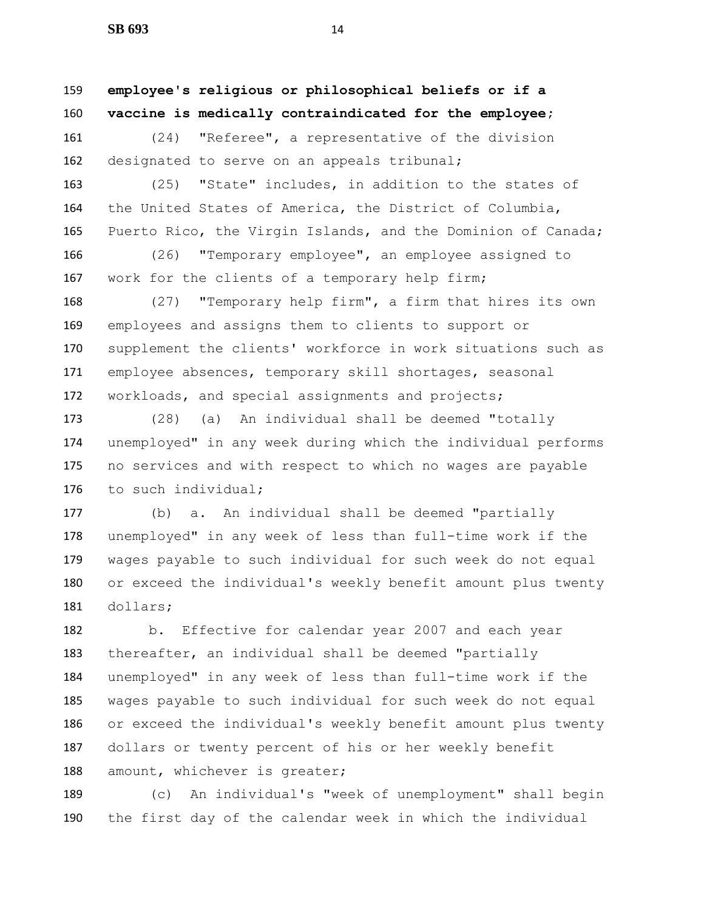**employee's religious or philosophical beliefs or if a vaccine is medically contraindicated for the employee**;

(24) "Referee", a representative of the division designated to serve on an appeals tribunal;

(25) "State" includes, in addition to the states of the United States of America, the District of Columbia, Puerto Rico, the Virgin Islands, and the Dominion of Canada;

(26) "Temporary employee", an employee assigned to work for the clients of a temporary help firm;

(27) "Temporary help firm", a firm that hires its own employees and assigns them to clients to support or supplement the clients' workforce in work situations such as employee absences, temporary skill shortages, seasonal workloads, and special assignments and projects;

(28) (a) An individual shall be deemed "totally unemployed" in any week during which the individual performs no services and with respect to which no wages are payable to such individual;

(b) a. An individual shall be deemed "partially unemployed" in any week of less than full-time work if the wages payable to such individual for such week do not equal or exceed the individual's weekly benefit amount plus twenty dollars;

b. Effective for calendar year 2007 and each year thereafter, an individual shall be deemed "partially unemployed" in any week of less than full-time work if the wages payable to such individual for such week do not equal or exceed the individual's weekly benefit amount plus twenty dollars or twenty percent of his or her weekly benefit amount, whichever is greater;

(c) An individual's "week of unemployment" shall begin the first day of the calendar week in which the individual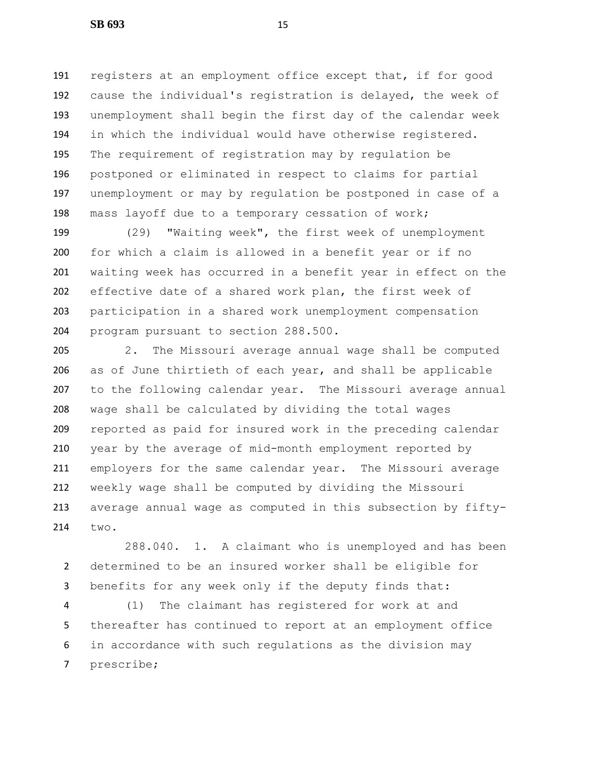registers at an employment office except that, if for good cause the individual's registration is delayed, the week of unemployment shall begin the first day of the calendar week in which the individual would have otherwise registered. The requirement of registration may by regulation be postponed or eliminated in respect to claims for partial unemployment or may by regulation be postponed in case of a mass layoff due to a temporary cessation of work;

(29) "Waiting week", the first week of unemployment for which a claim is allowed in a benefit year or if no waiting week has occurred in a benefit year in effect on the effective date of a shared work plan, the first week of participation in a shared work unemployment compensation program pursuant to section 288.500.

2. The Missouri average annual wage shall be computed as of June thirtieth of each year, and shall be applicable to the following calendar year. The Missouri average annual wage shall be calculated by dividing the total wages reported as paid for insured work in the preceding calendar year by the average of mid-month employment reported by employers for the same calendar year. The Missouri average weekly wage shall be computed by dividing the Missouri average annual wage as computed in this subsection by fifty-two.

288.040. 1. A claimant who is unemployed and has been determined to be an insured worker shall be eligible for benefits for any week only if the deputy finds that:

(1) The claimant has registered for work at and thereafter has continued to report at an employment office in accordance with such regulations as the division may prescribe;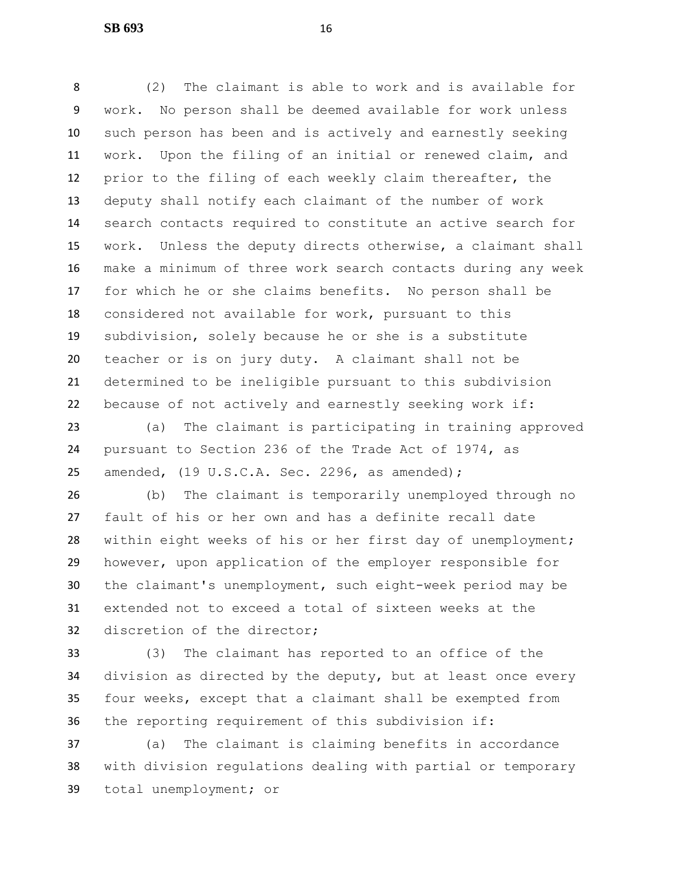(2) The claimant is able to work and is available for work. No person shall be deemed available for work unless such person has been and is actively and earnestly seeking work. Upon the filing of an initial or renewed claim, and prior to the filing of each weekly claim thereafter, the deputy shall notify each claimant of the number of work search contacts required to constitute an active search for work. Unless the deputy directs otherwise, a claimant shall make a minimum of three work search contacts during any week for which he or she claims benefits. No person shall be considered not available for work, pursuant to this subdivision, solely because he or she is a substitute teacher or is on jury duty. A claimant shall not be determined to be ineligible pursuant to this subdivision because of not actively and earnestly seeking work if:

(a) The claimant is participating in training approved pursuant to Section 236 of the Trade Act of 1974, as amended, (19 U.S.C.A. Sec. 2296, as amended);

(b) The claimant is temporarily unemployed through no fault of his or her own and has a definite recall date within eight weeks of his or her first day of unemployment; however, upon application of the employer responsible for the claimant's unemployment, such eight-week period may be extended not to exceed a total of sixteen weeks at the discretion of the director;

(3) The claimant has reported to an office of the division as directed by the deputy, but at least once every four weeks, except that a claimant shall be exempted from the reporting requirement of this subdivision if:

(a) The claimant is claiming benefits in accordance with division regulations dealing with partial or temporary total unemployment; or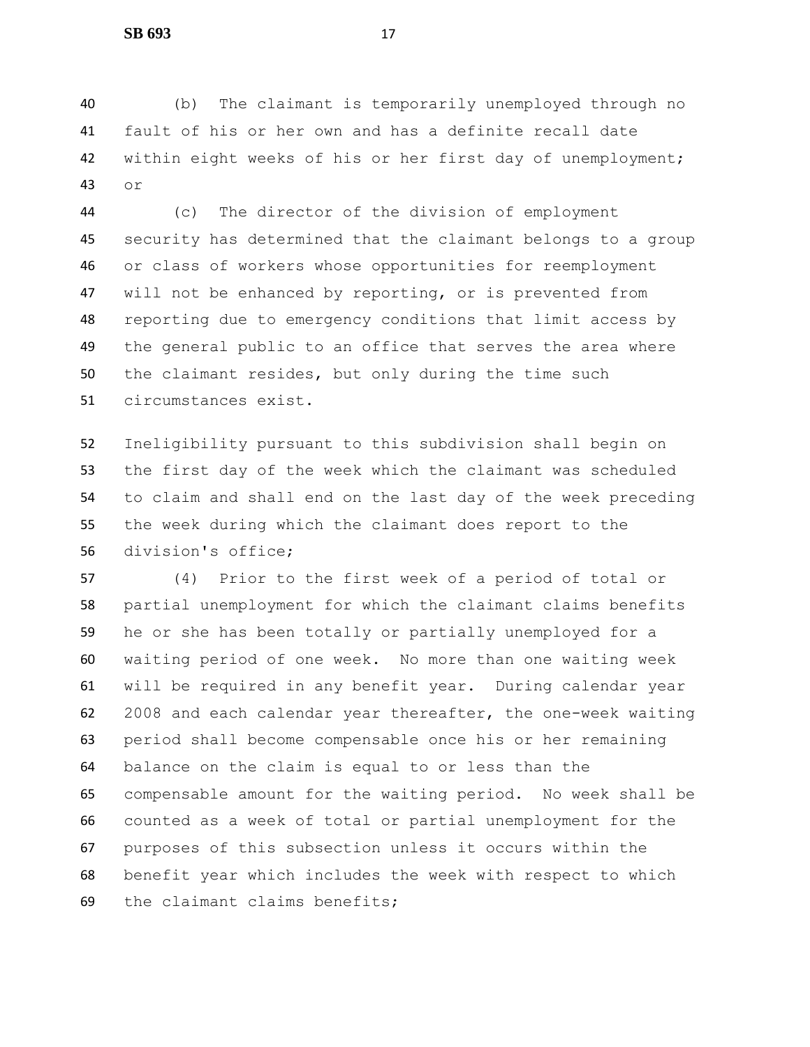(b) The claimant is temporarily unemployed through no fault of his or her own and has a definite recall date within eight weeks of his or her first day of unemployment; or

(c) The director of the division of employment security has determined that the claimant belongs to a group or class of workers whose opportunities for reemployment will not be enhanced by reporting, or is prevented from reporting due to emergency conditions that limit access by the general public to an office that serves the area where the claimant resides, but only during the time such circumstances exist.

Ineligibility pursuant to this subdivision shall begin on the first day of the week which the claimant was scheduled to claim and shall end on the last day of the week preceding the week during which the claimant does report to the division's office;

(4) Prior to the first week of a period of total or partial unemployment for which the claimant claims benefits he or she has been totally or partially unemployed for a waiting period of one week. No more than one waiting week will be required in any benefit year. During calendar year 2008 and each calendar year thereafter, the one-week waiting period shall become compensable once his or her remaining balance on the claim is equal to or less than the compensable amount for the waiting period. No week shall be counted as a week of total or partial unemployment for the purposes of this subsection unless it occurs within the benefit year which includes the week with respect to which the claimant claims benefits;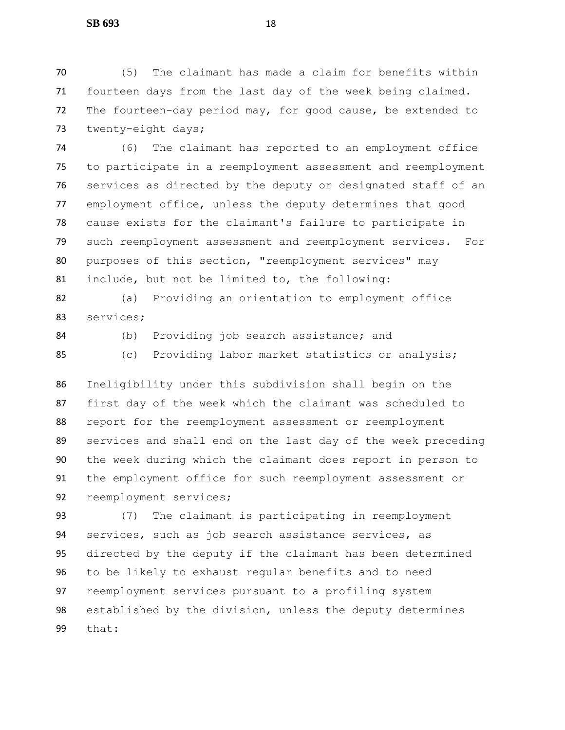(5) The claimant has made a claim for benefits within fourteen days from the last day of the week being claimed. The fourteen-day period may, for good cause, be extended to twenty-eight days;

(6) The claimant has reported to an employment office to participate in a reemployment assessment and reemployment services as directed by the deputy or designated staff of an employment office, unless the deputy determines that good cause exists for the claimant's failure to participate in such reemployment assessment and reemployment services. For purposes of this section, "reemployment services" may include, but not be limited to, the following:

(a) Providing an orientation to employment office services;

(b) Providing job search assistance; and

(c) Providing labor market statistics or analysis;

Ineligibility under this subdivision shall begin on the first day of the week which the claimant was scheduled to report for the reemployment assessment or reemployment services and shall end on the last day of the week preceding the week during which the claimant does report in person to the employment office for such reemployment assessment or reemployment services;

(7) The claimant is participating in reemployment services, such as job search assistance services, as directed by the deputy if the claimant has been determined to be likely to exhaust regular benefits and to need reemployment services pursuant to a profiling system established by the division, unless the deputy determines that: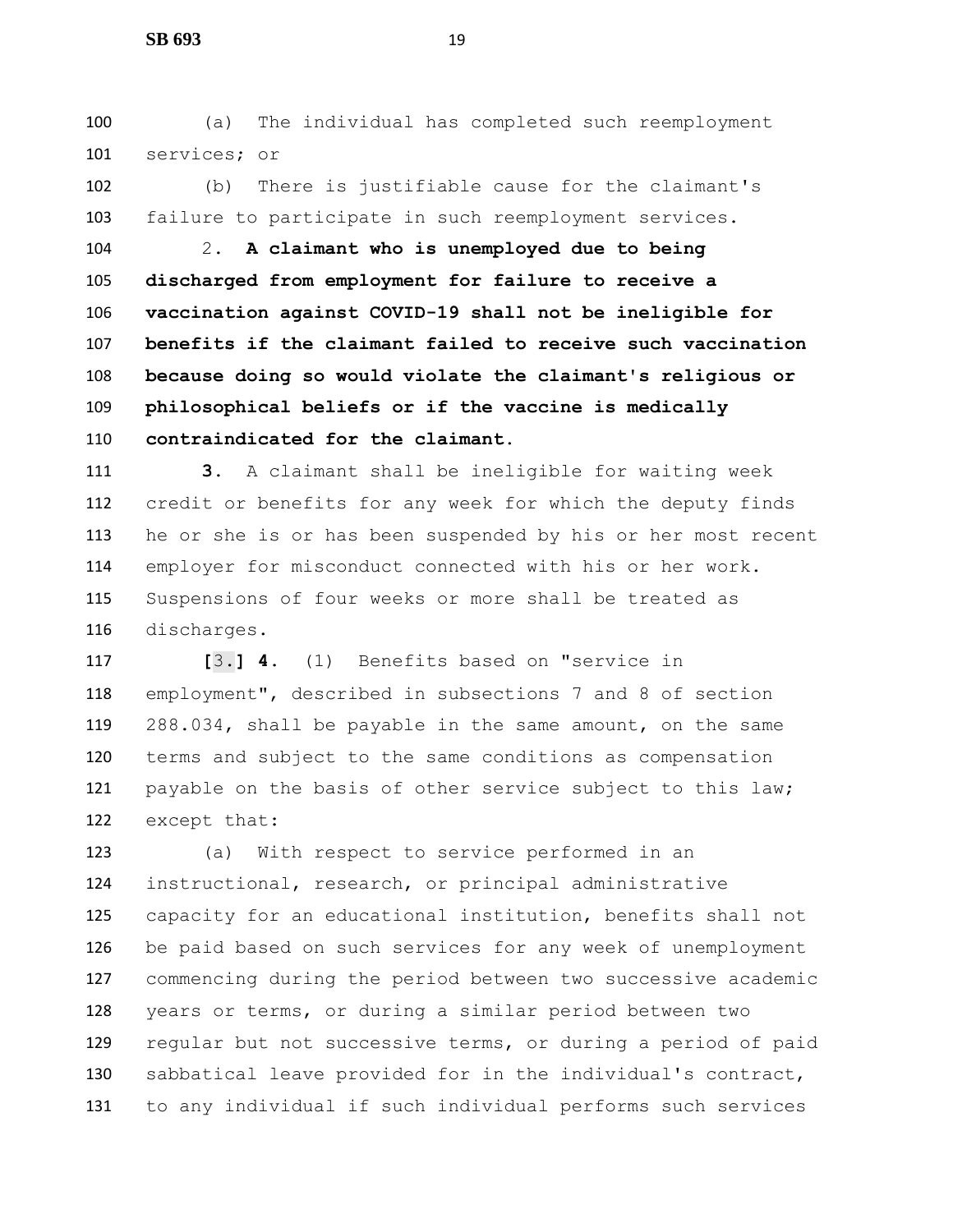(a) The individual has completed such reemployment services; or

(b) There is justifiable cause for the claimant's failure to participate in such reemployment services.

2. **A claimant who is unemployed due to being discharged from employment for failure to receive a vaccination against COVID-19 shall not be ineligible for benefits if the claimant failed to receive such vaccination because doing so would violate the claimant's religious or philosophical beliefs or if the vaccine is medically contraindicated for the claimant.**

**3.** A claimant shall be ineligible for waiting week credit or benefits for any week for which the deputy finds he or she is or has been suspended by his or her most recent employer for misconduct connected with his or her work. Suspensions of four weeks or more shall be treated as discharges.

**[**3.**]** **4.** (1) Benefits based on "service in employment", described in subsections 7 and 8 of section 288.034, shall be payable in the same amount, on the same terms and subject to the same conditions as compensation payable on the basis of other service subject to this law; except that:

(a) With respect to service performed in an instructional, research, or principal administrative capacity for an educational institution, benefits shall not be paid based on such services for any week of unemployment commencing during the period between two successive academic years or terms, or during a similar period between two regular but not successive terms, or during a period of paid sabbatical leave provided for in the individual's contract, to any individual if such individual performs such services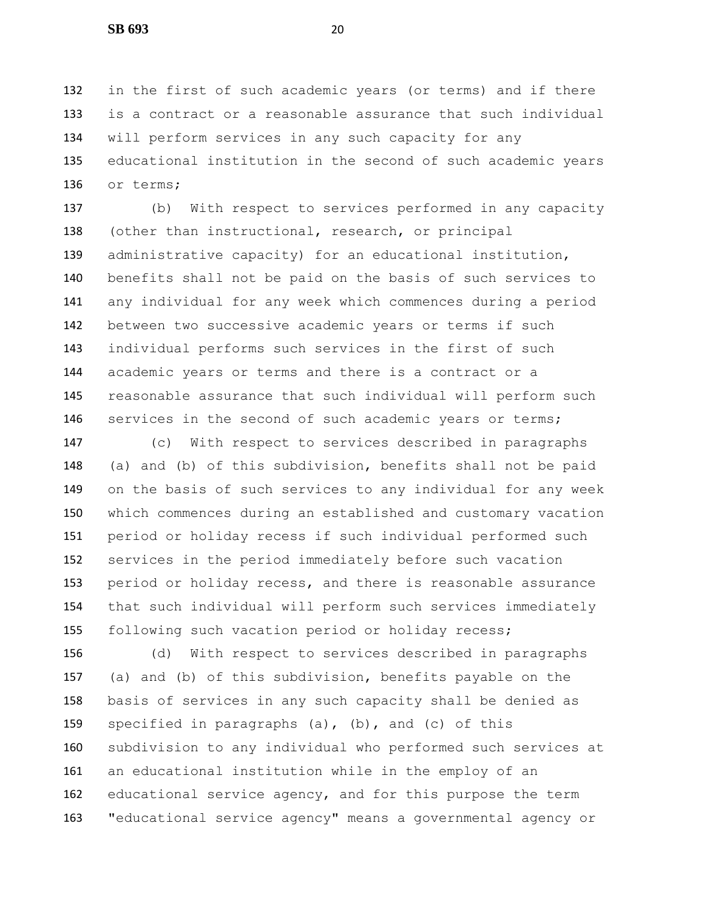in the first of such academic years (or terms) and if there is a contract or a reasonable assurance that such individual will perform services in any such capacity for any educational institution in the second of such academic years or terms;

(b) With respect to services performed in any capacity (other than instructional, research, or principal administrative capacity) for an educational institution, benefits shall not be paid on the basis of such services to any individual for any week which commences during a period between two successive academic years or terms if such individual performs such services in the first of such academic years or terms and there is a contract or a reasonable assurance that such individual will perform such services in the second of such academic years or terms;

(c) With respect to services described in paragraphs (a) and (b) of this subdivision, benefits shall not be paid on the basis of such services to any individual for any week which commences during an established and customary vacation period or holiday recess if such individual performed such services in the period immediately before such vacation period or holiday recess, and there is reasonable assurance that such individual will perform such services immediately following such vacation period or holiday recess;

(d) With respect to services described in paragraphs (a) and (b) of this subdivision, benefits payable on the basis of services in any such capacity shall be denied as specified in paragraphs (a), (b), and (c) of this subdivision to any individual who performed such services at an educational institution while in the employ of an educational service agency, and for this purpose the term "educational service agency" means a governmental agency or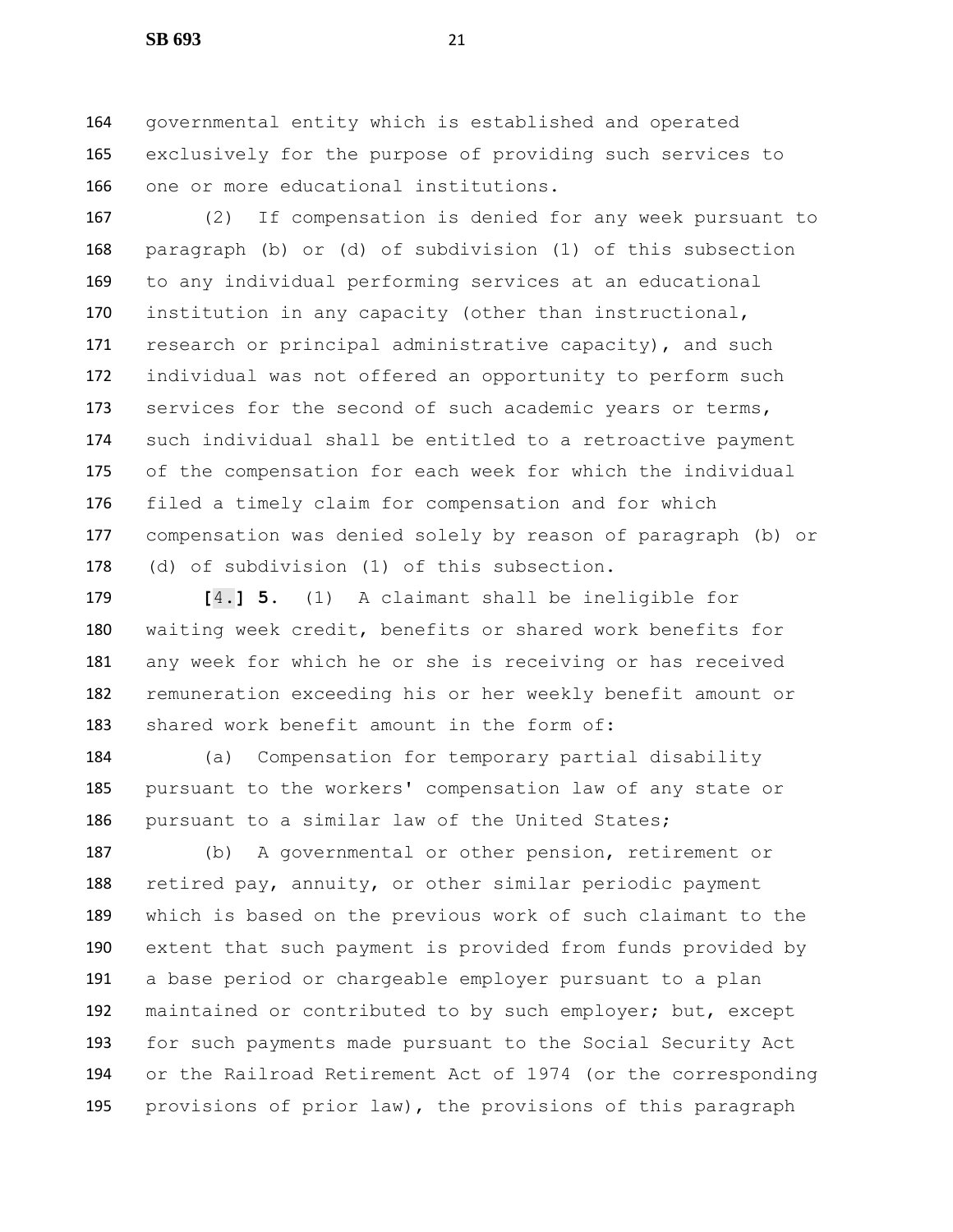governmental entity which is established and operated exclusively for the purpose of providing such services to one or more educational institutions.

(2) If compensation is denied for any week pursuant to paragraph (b) or (d) of subdivision (1) of this subsection to any individual performing services at an educational institution in any capacity (other than instructional, research or principal administrative capacity), and such individual was not offered an opportunity to perform such services for the second of such academic years or terms, such individual shall be entitled to a retroactive payment of the compensation for each week for which the individual filed a timely claim for compensation and for which compensation was denied solely by reason of paragraph (b) or (d) of subdivision (1) of this subsection.

**[**4.**] 5.** (1) A claimant shall be ineligible for waiting week credit, benefits or shared work benefits for any week for which he or she is receiving or has received remuneration exceeding his or her weekly benefit amount or shared work benefit amount in the form of:

(a) Compensation for temporary partial disability pursuant to the workers' compensation law of any state or pursuant to a similar law of the United States;

(b) A governmental or other pension, retirement or retired pay, annuity, or other similar periodic payment which is based on the previous work of such claimant to the extent that such payment is provided from funds provided by a base period or chargeable employer pursuant to a plan maintained or contributed to by such employer; but, except for such payments made pursuant to the Social Security Act or the Railroad Retirement Act of 1974 (or the corresponding provisions of prior law), the provisions of this paragraph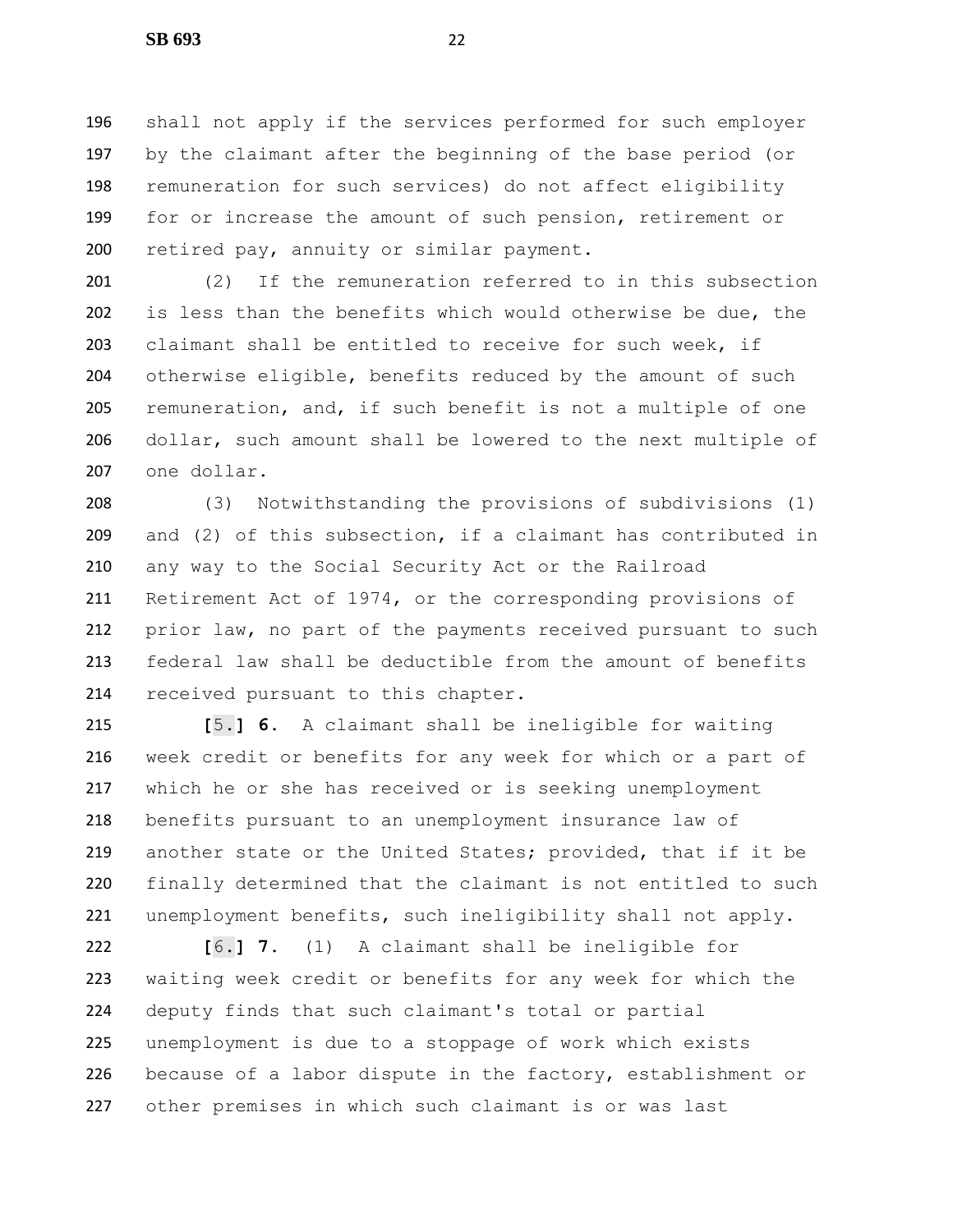shall not apply if the services performed for such employer by the claimant after the beginning of the base period (or remuneration for such services) do not affect eligibility for or increase the amount of such pension, retirement or retired pay, annuity or similar payment.

(2) If the remuneration referred to in this subsection is less than the benefits which would otherwise be due, the claimant shall be entitled to receive for such week, if otherwise eligible, benefits reduced by the amount of such remuneration, and, if such benefit is not a multiple of one dollar, such amount shall be lowered to the next multiple of one dollar.

(3) Notwithstanding the provisions of subdivisions (1) and (2) of this subsection, if a claimant has contributed in any way to the Social Security Act or the Railroad Retirement Act of 1974, or the corresponding provisions of prior law, no part of the payments received pursuant to such federal law shall be deductible from the amount of benefits received pursuant to this chapter.

**[**5.**] 6.** A claimant shall be ineligible for waiting week credit or benefits for any week for which or a part of which he or she has received or is seeking unemployment benefits pursuant to an unemployment insurance law of another state or the United States; provided, that if it be finally determined that the claimant is not entitled to such unemployment benefits, such ineligibility shall not apply.

**[**6.**] 7.** (1) A claimant shall be ineligible for waiting week credit or benefits for any week for which the deputy finds that such claimant's total or partial unemployment is due to a stoppage of work which exists because of a labor dispute in the factory, establishment or other premises in which such claimant is or was last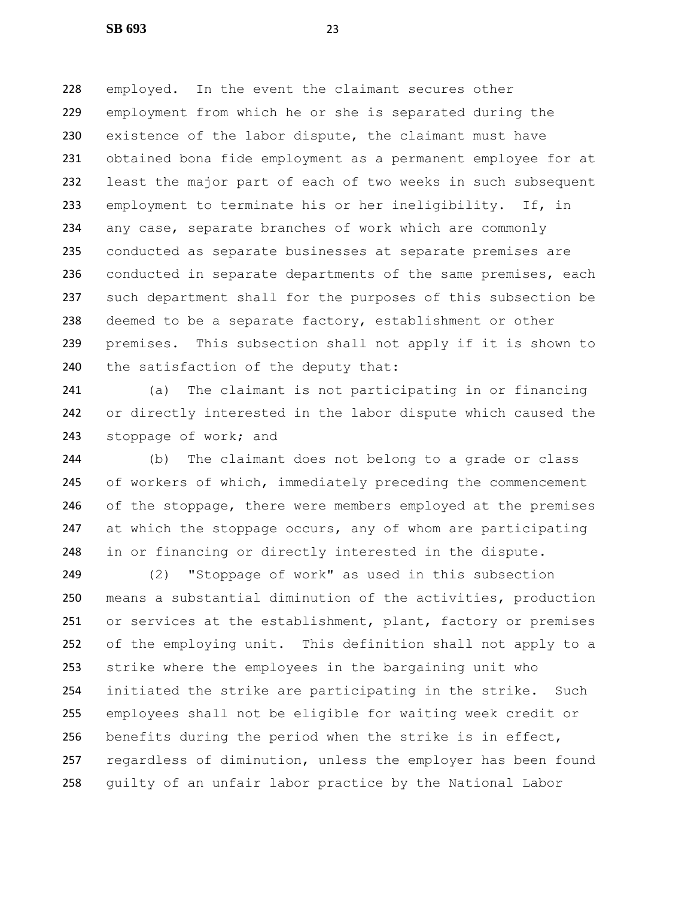employed. In the event the claimant secures other employment from which he or she is separated during the existence of the labor dispute, the claimant must have obtained bona fide employment as a permanent employee for at least the major part of each of two weeks in such subsequent employment to terminate his or her ineligibility. If, in any case, separate branches of work which are commonly conducted as separate businesses at separate premises are conducted in separate departments of the same premises, each such department shall for the purposes of this subsection be deemed to be a separate factory, establishment or other premises. This subsection shall not apply if it is shown to the satisfaction of the deputy that:

(a) The claimant is not participating in or financing or directly interested in the labor dispute which caused the stoppage of work; and

(b) The claimant does not belong to a grade or class of workers of which, immediately preceding the commencement of the stoppage, there were members employed at the premises at which the stoppage occurs, any of whom are participating in or financing or directly interested in the dispute.

(2) "Stoppage of work" as used in this subsection means a substantial diminution of the activities, production or services at the establishment, plant, factory or premises of the employing unit. This definition shall not apply to a strike where the employees in the bargaining unit who initiated the strike are participating in the strike. Such employees shall not be eligible for waiting week credit or benefits during the period when the strike is in effect, regardless of diminution, unless the employer has been found guilty of an unfair labor practice by the National Labor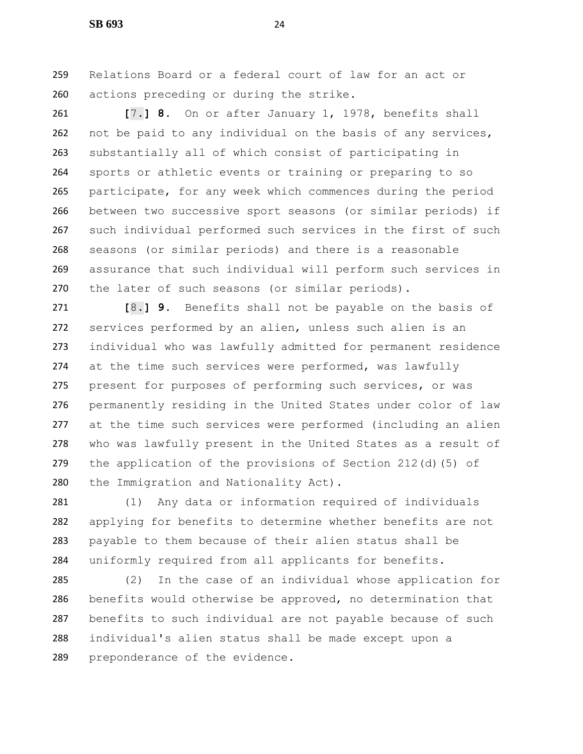Relations Board or a federal court of law for an act or actions preceding or during the strike.

[7.] **8.** On or after January 1, 1978, benefits shall not be paid to any individual on the basis of any services, substantially all of which consist of participating in sports or athletic events or training or preparing to so participate, for any week which commences during the period between two successive sport seasons (or similar periods) if such individual performed such services in the first of such seasons (or similar periods) and there is a reasonable assurance that such individual will perform such services in the later of such seasons (or similar periods).

[8.] **9.** Benefits shall not be payable on the basis of services performed by an alien, unless such alien is an individual who was lawfully admitted for permanent residence at the time such services were performed, was lawfully present for purposes of performing such services, or was permanently residing in the United States under color of law at the time such services were performed (including an alien who was lawfully present in the United States as a result of the application of the provisions of Section 212(d)(5) of the Immigration and Nationality Act).

(1) Any data or information required of individuals applying for benefits to determine whether benefits are not payable to them because of their alien status shall be uniformly required from all applicants for benefits.

(2) In the case of an individual whose application for benefits would otherwise be approved, no determination that benefits to such individual are not payable because of such individual's alien status shall be made except upon a preponderance of the evidence.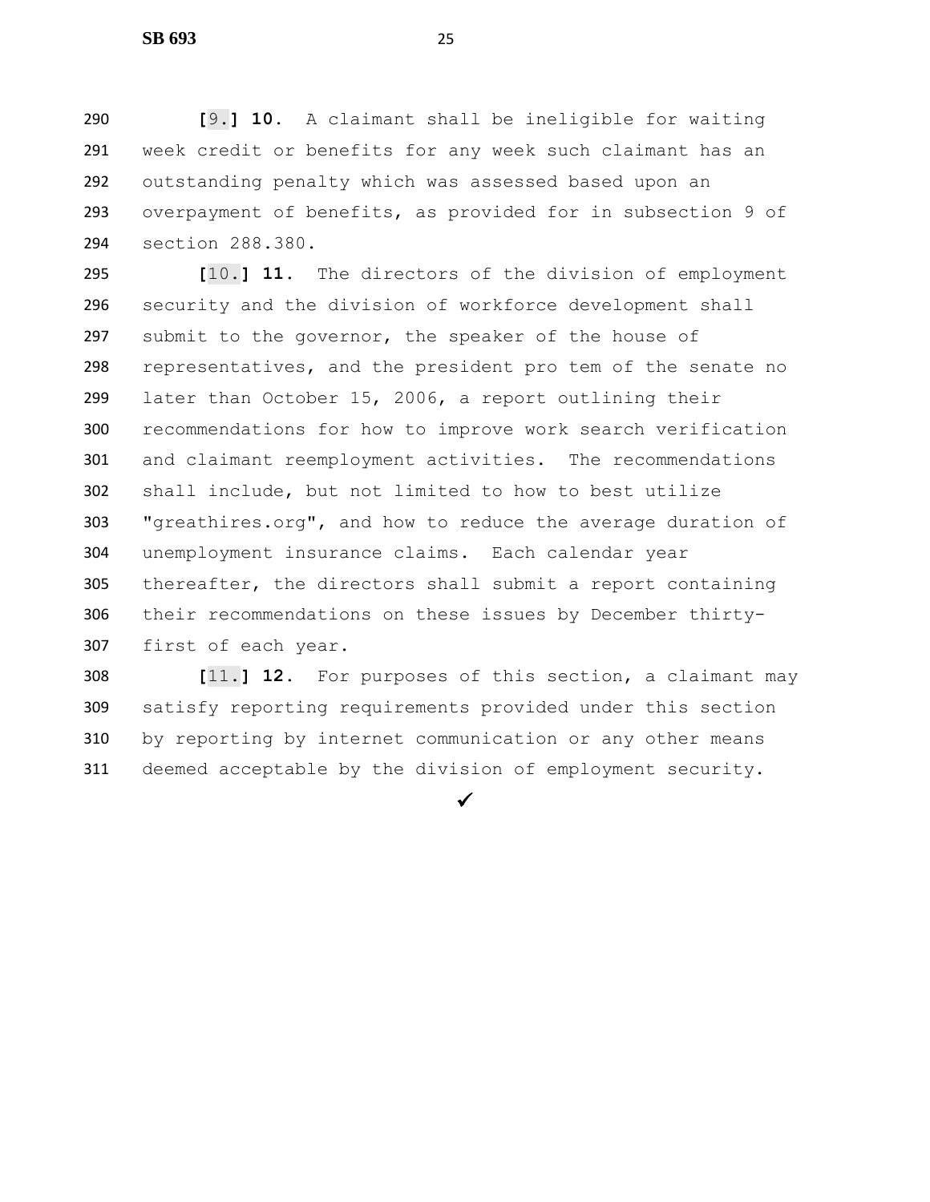[9.] **10.** A claimant shall be ineligible for waiting week credit or benefits for any week such claimant has an outstanding penalty which was assessed based upon an overpayment of benefits, as provided for in subsection 9 of section 288.380.

[10.] **11.** The directors of the division of employment security and the division of workforce development shall submit to the governor, the speaker of the house of representatives, and the president pro tem of the senate no later than October 15, 2006, a report outlining their recommendations for how to improve work search verification and claimant reemployment activities. The recommendations shall include, but not limited to how to best utilize "greathires.org", and how to reduce the average duration of unemployment insurance claims. Each calendar year thereafter, the directors shall submit a report containing their recommendations on these issues by December thirty-first of each year.

[11.] **12.** For purposes of this section, a claimant may satisfy reporting requirements provided under this section by reporting by internet communication or any other means deemed acceptable by the division of employment security.

✔